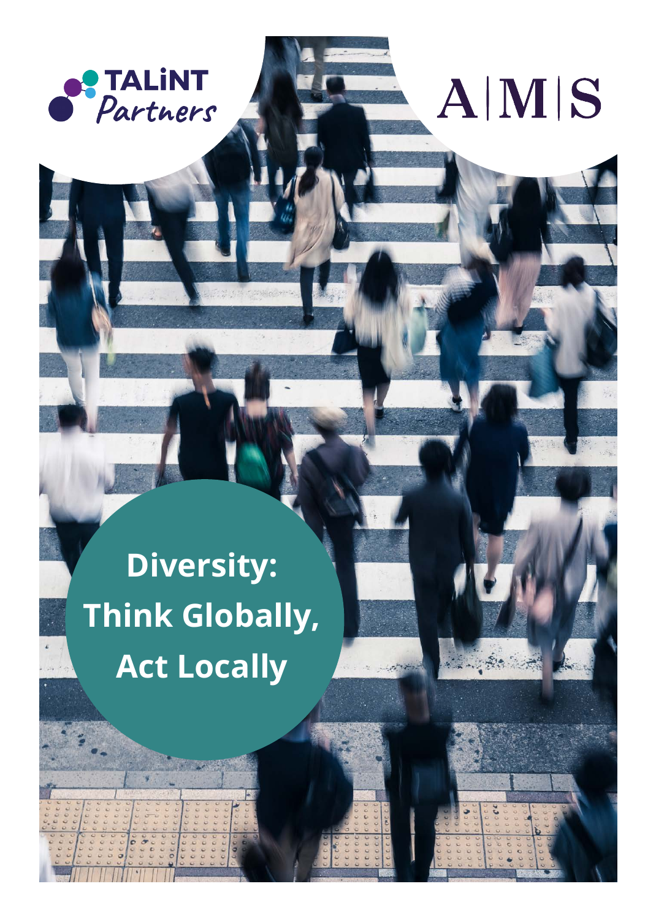TALiNT Partners

A|M|S

# Diversity: Think Globally, Act Locally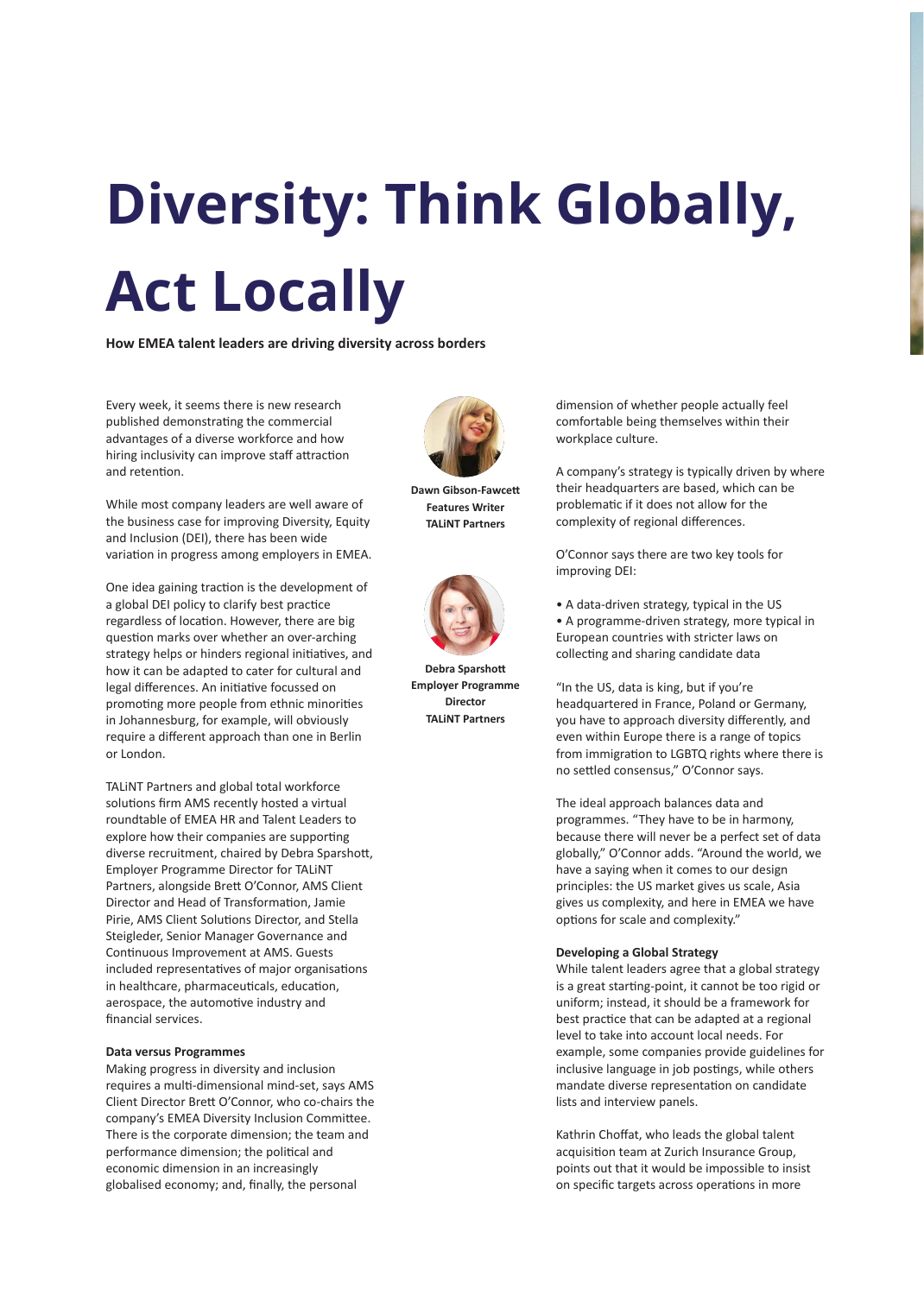# Diversity: Think Globally, Act Locally

**How EMEA talent leaders are driving diversity across borders**

**Dawn Gibson-Fawcett**
**Features Writer**
**TALiNT Partners**

**Debra Sparshott**
**Employer Programme Director**
**TALiNT Partners**

Every week, it seems there is new research published demonstrating the commercial advantages of a diverse workforce and how hiring inclusivity can improve staff attraction and retention.

While most company leaders are well aware of the business case for improving Diversity, Equity and Inclusion (DEI), there has been wide variation in progress among employers in EMEA.

One idea gaining traction is the development of a global DEI policy to clarify best practice regardless of location. However, there are big question marks over whether an over-arching strategy helps or hinders regional initiatives, and how it can be adapted to cater for cultural and legal differences. An initiative focussed on promoting more people from ethnic minorities in Johannesburg, for example, will obviously require a different approach than one in Berlin or London.

TALiNT Partners and global total workforce solutions firm AMS recently hosted a virtual roundtable of EMEA HR and Talent Leaders to explore how their companies are supporting diverse recruitment, chaired by Debra Sparshott, Employer Programme Director for TALiNT Partners, alongside Brett O'Connor, AMS Client Director and Head of Transformation, Jamie Pirie, AMS Client Solutions Director, and Stella Steigleder, Senior Manager Governance and Continuous Improvement at AMS. Guests included representatives of major organisations in healthcare, pharmaceuticals, education, aerospace, the automotive industry and financial services.

**Data versus Programmes**

Making progress in diversity and inclusion requires a multi-dimensional mind-set, says AMS Client Director Brett O'Connor, who co-chairs the company's EMEA Diversity Inclusion Committee. There is the corporate dimension; the team and performance dimension; the political and economic dimension in an increasingly globalised economy; and, finally, the personal dimension of whether people actually feel comfortable being themselves within their workplace culture.

A company's strategy is typically driven by where their headquarters are based, which can be problematic if it does not allow for the complexity of regional differences.

O'Connor says there are two key tools for improving DEI:

- A data-driven strategy, typical in the US
- A programme-driven strategy, more typical in European countries with stricter laws on collecting and sharing candidate data

"In the US, data is king, but if you're headquartered in France, Poland or Germany, you have to approach diversity differently, and even within Europe there is a range of topics from immigration to LGBTQ rights where there is no settled consensus," O'Connor says.

The ideal approach balances data and programmes. "They have to be in harmony, because there will never be a perfect set of data globally," O'Connor adds. "Around the world, we have a saying when it comes to our design principles: the US market gives us scale, Asia gives us complexity, and here in EMEA we have options for scale and complexity."

**Developing a Global Strategy**

While talent leaders agree that a global strategy is a great starting-point, it cannot be too rigid or uniform; instead, it should be a framework for best practice that can be adapted at a regional level to take into account local needs. For example, some companies provide guidelines for inclusive language in job postings, while others mandate diverse representation on candidate lists and interview panels.

Kathrin Choffat, who leads the global talent acquisition team at Zurich Insurance Group, points out that it would be impossible to insist on specific targets across operations in more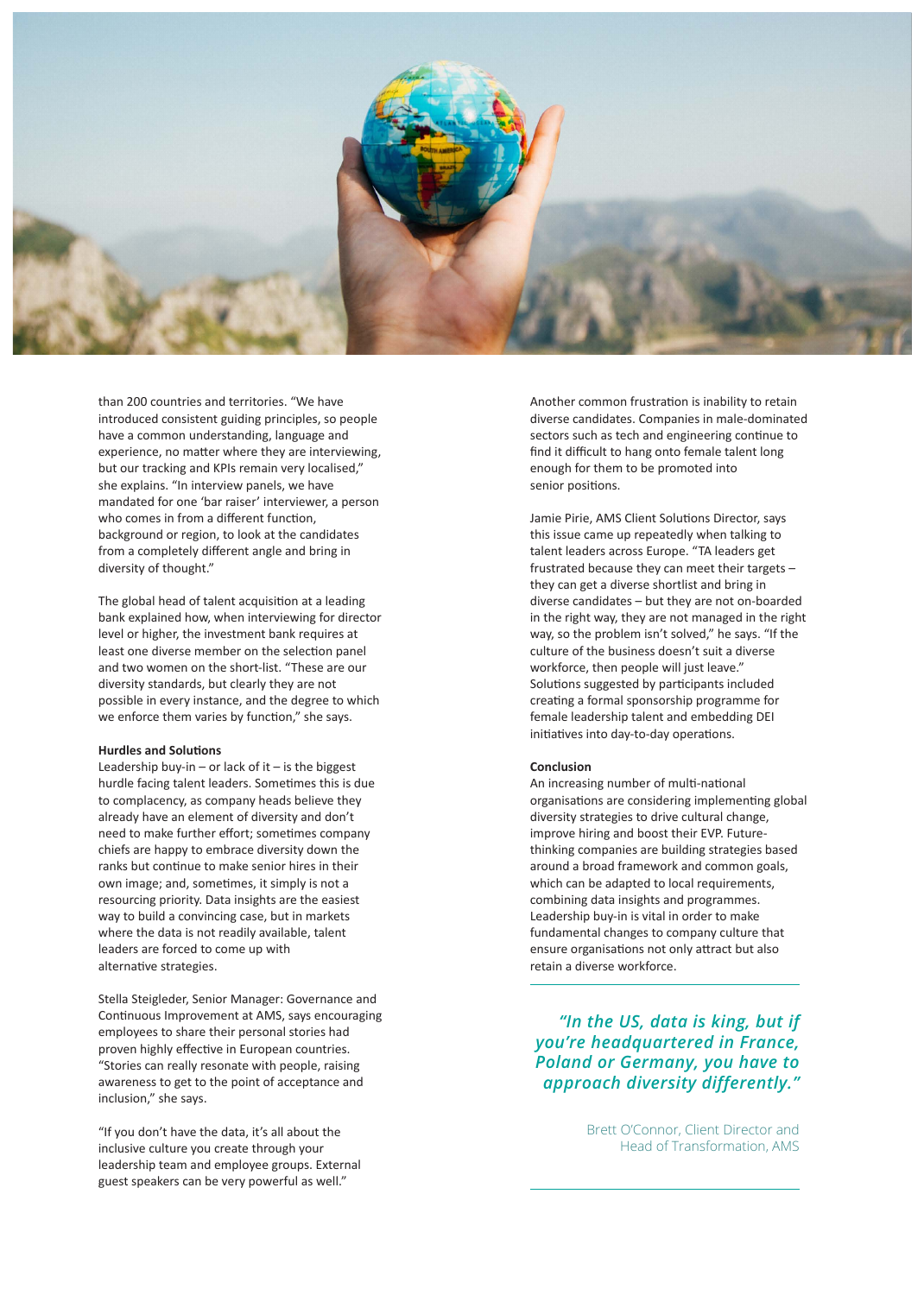than 200 countries and territories. "We have introduced consistent guiding principles, so people have a common understanding, language and experience, no matter where they are interviewing, but our tracking and KPIs remain very localised," she explains. "In interview panels, we have mandated for one 'bar raiser' interviewer, a person who comes in from a different function, background or region, to look at the candidates from a completely different angle and bring in diversity of thought."

The global head of talent acquisition at a leading bank explained how, when interviewing for director level or higher, the investment bank requires at least one diverse member on the selection panel and two women on the short-list. "These are our diversity standards, but clearly they are not possible in every instance, and the degree to which we enforce them varies by function," she says.

**Hurdles and Solutions**

Leadership buy-in – or lack of it – is the biggest hurdle facing talent leaders. Sometimes this is due to complacency, as company heads believe they already have an element of diversity and don't need to make further effort; sometimes company chiefs are happy to embrace diversity down the ranks but continue to make senior hires in their own image; and, sometimes, it simply is not a resourcing priority. Data insights are the easiest way to build a convincing case, but in markets where the data is not readily available, talent leaders are forced to come up with alternative strategies.

Stella Steigleder, Senior Manager: Governance and Continuous Improvement at AMS, says encouraging employees to share their personal stories had proven highly effective in European countries. "Stories can really resonate with people, raising awareness to get to the point of acceptance and inclusion," she says.

"If you don't have the data, it's all about the inclusive culture you create through your leadership team and employee groups. External guest speakers can be very powerful as well."

Another common frustration is inability to retain diverse candidates. Companies in male-dominated sectors such as tech and engineering continue to find it difficult to hang onto female talent long enough for them to be promoted into senior positions.

Jamie Pirie, AMS Client Solutions Director, says this issue came up repeatedly when talking to talent leaders across Europe. "TA leaders get frustrated because they can meet their targets – they can get a diverse shortlist and bring in diverse candidates – but they are not on-boarded in the right way, they are not managed in the right way, so the problem isn't solved," he says. "If the culture of the business doesn't suit a diverse workforce, then people will just leave." Solutions suggested by participants included creating a formal sponsorship programme for female leadership talent and embedding DEI initiatives into day-to-day operations.

**Conclusion**

An increasing number of multi-national organisations are considering implementing global diversity strategies to drive cultural change, improve hiring and boost their EVP. Future-thinking companies are building strategies based around a broad framework and common goals, which can be adapted to local requirements, combining data insights and programmes. Leadership buy-in is vital in order to make fundamental changes to company culture that ensure organisations not only attract but also retain a diverse workforce.

> ***"In the US, data is king, but if you're headquartered in France, Poland or Germany, you have to approach diversity differently."***
>
> Brett O'Connor, Client Director and Head of Transformation, AMS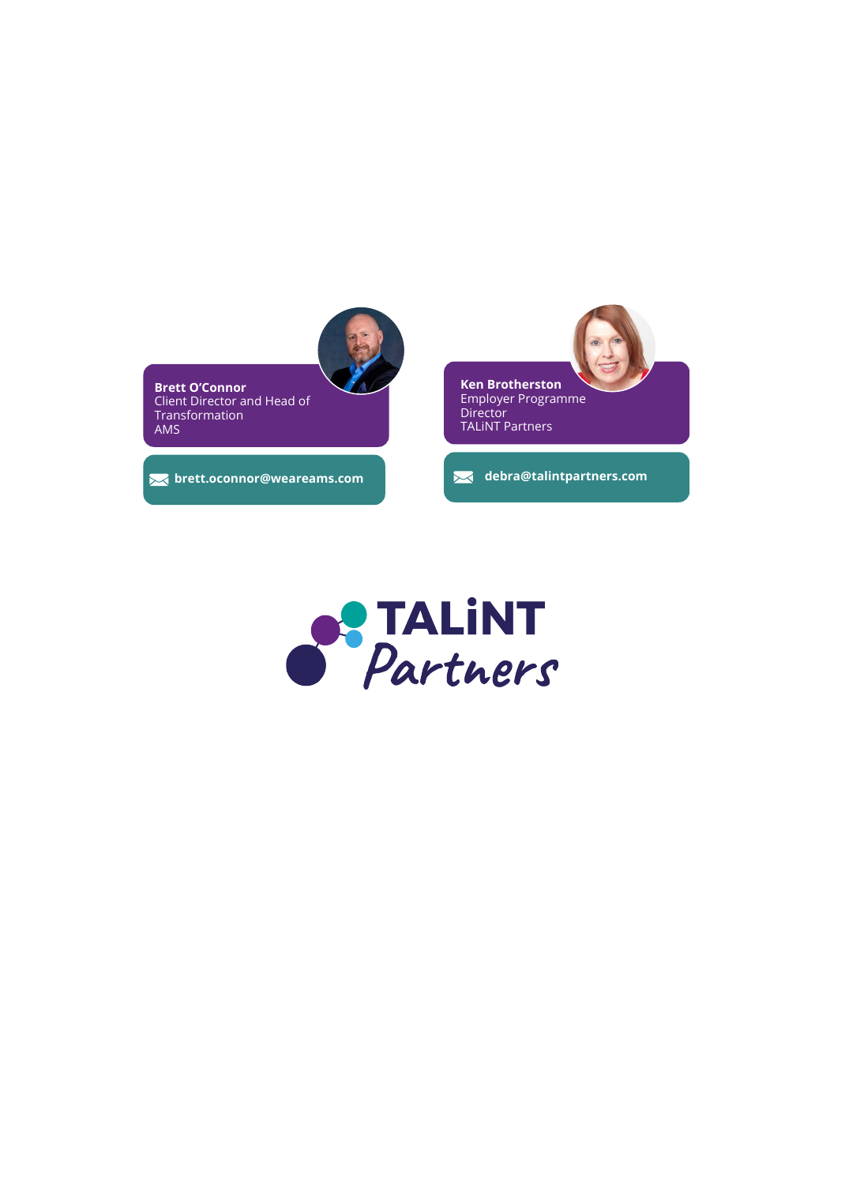**Brett O'Connor**
Client Director and Head of Transformation
AMS

brett.oconnor@weareams.com

**Ken Brotherston**
Employer Programme Director
TALiNT Partners

debra@talintpartners.com

TALiNT Partners